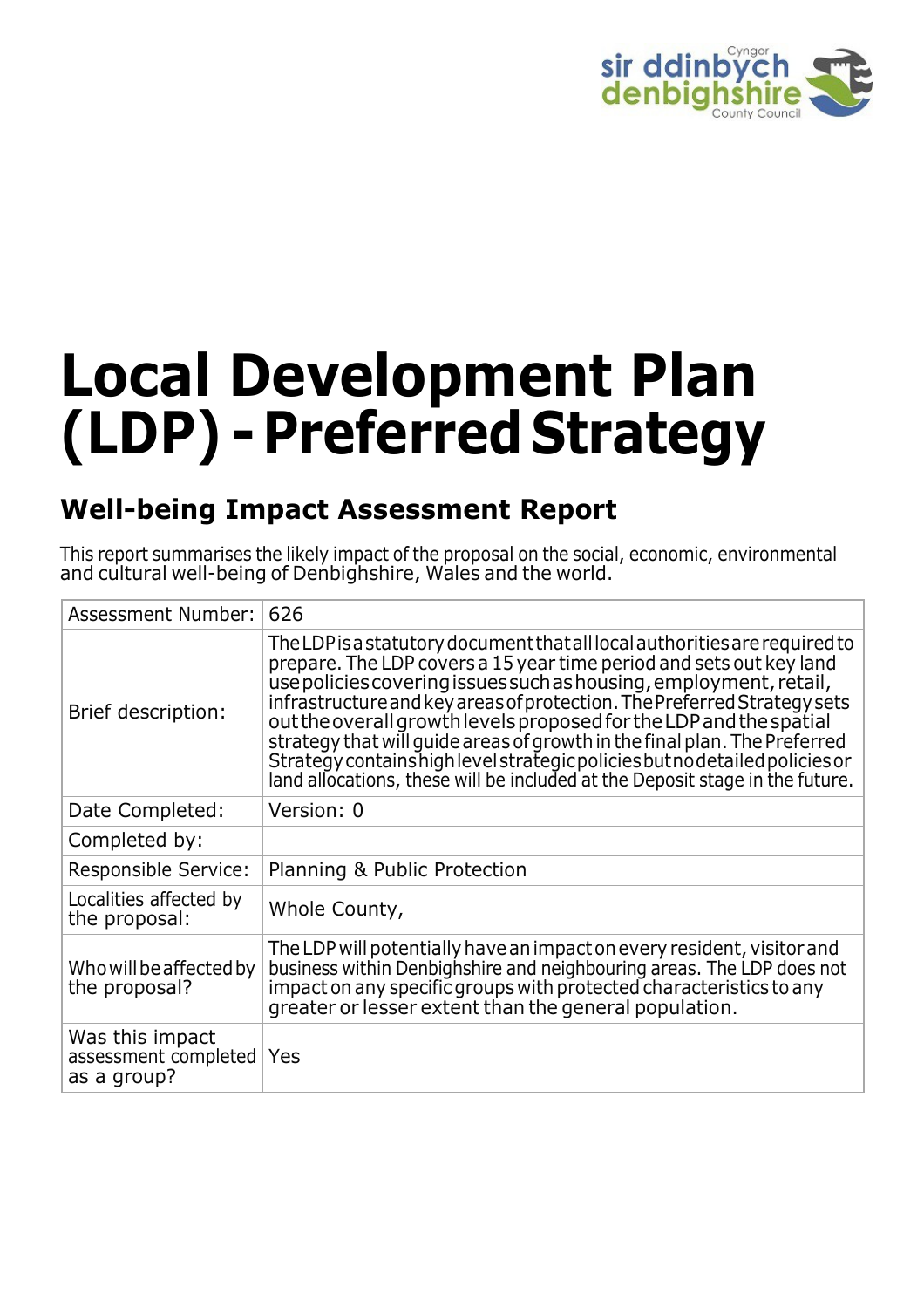# Local Development Plan (LDP) - Preferred Strategy

## Well-being Impact Assessment Report

This report summarises the likely impact of the proposal on the social, economic, environmental and cultural well-being of Denbighshire, Wales and the world.

| Assessment Number: | 626 |
|---|---|
| Brief description: | The LDP is a statutory document that all local authorities are required to prepare. The LDP covers a 15 year time period and sets out key land use policies covering issues such as housing, employment, retail, infrastructure and key areas of protection. The Preferred Strategy sets out the overall growth levels proposed for the LDP and the spatial strategy that will guide areas of growth in the final plan. The Preferred Strategy contains high level strategic policies but no detailed policies or land allocations, these will be included at the Deposit stage in the future. |
| Date Completed: | Version: 0 |
| Completed by: | |
| Responsible Service: | Planning & Public Protection |
| Localities affected by the proposal: | Whole County, |
| Who will be affected by the proposal? | The LDP will potentially have an impact on every resident, visitor and business within Denbighshire and neighbouring areas. The LDP does not impact on any specific groups with protected characteristics to any greater or lesser extent than the general population. |
| Was this impact assessment completed as a group? | Yes |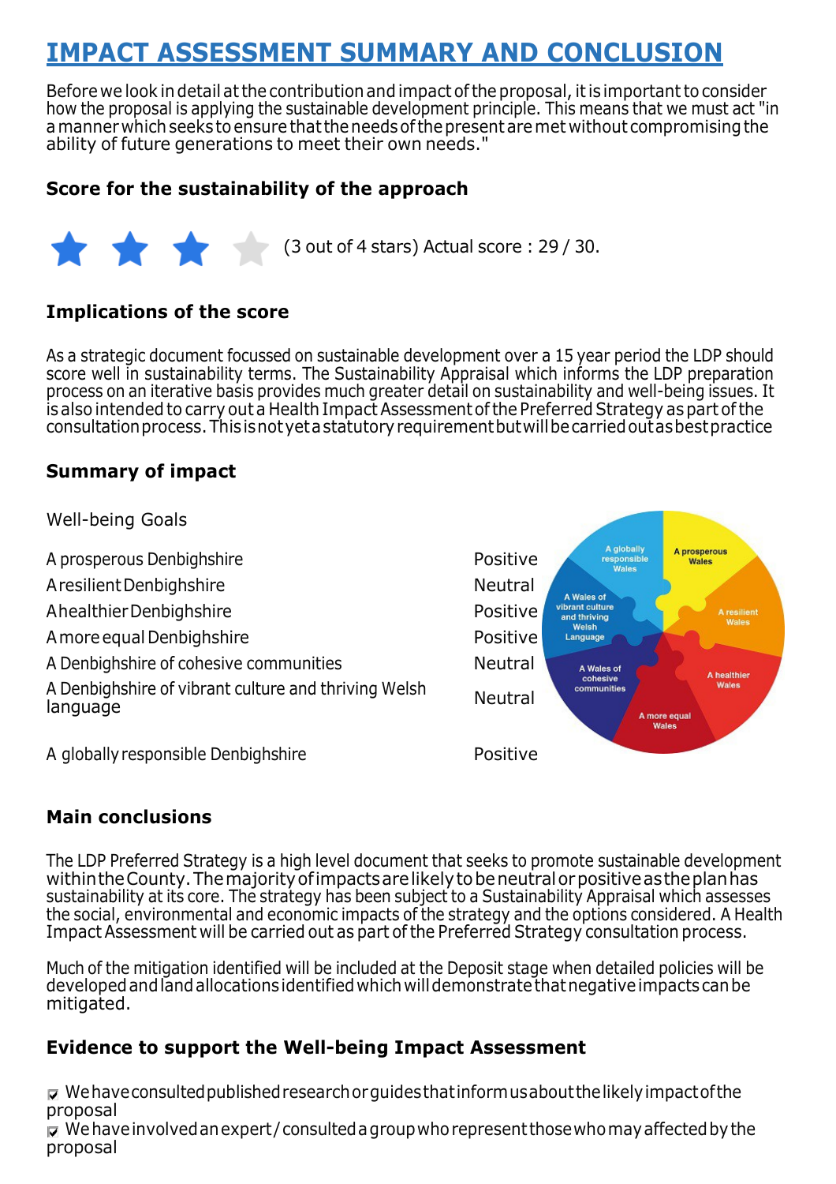# IMPACT ASSESSMENT SUMMARY AND CONCLUSION

Before we look in detail at the contribution and impact of the proposal, it is important to consider how the proposal is applying the sustainable development principle. This means that we must act "in a manner which seeks to ensure that the needs of the present are met without compromising the ability of future generations to meet their own needs."

### Score for the sustainability of the approach

(3 out of 4 stars) Actual score : 29 / 30.

### Implications of the score

As a strategic document focussed on sustainable development over a 15 year period the LDP should score well in sustainability terms. The Sustainability Appraisal which informs the LDP preparation process on an iterative basis provides much greater detail on sustainability and well-being issues. It is also intended to carry out a Health Impact Assessment of the Preferred Strategy as part of the consultation process. This is not yet a statutory requirement but will be carried out as best practice

### Summary of impact

| Well-being Goals | |
|---|---|
| A prosperous Denbighshire | Positive |
| A resilient Denbighshire | Neutral |
| A healthier Denbighshire | Positive |
| A more equal Denbighshire | Positive |
| A Denbighshire of cohesive communities | Neutral |
| A Denbighshire of vibrant culture and thriving Welsh language | Neutral |
| A globally responsible Denbighshire | Positive |

### Main conclusions

The LDP Preferred Strategy is a high level document that seeks to promote sustainable development within the County. The majority of impacts are likely to be neutral or positive as the plan has sustainability at its core. The strategy has been subject to a Sustainability Appraisal which assesses the social, environmental and economic impacts of the strategy and the options considered. A Health Impact Assessment will be carried out as part of the Preferred Strategy consultation process.

Much of the mitigation identified will be included at the Deposit stage when detailed policies will be developed and land allocations identified which will demonstrate that negative impacts can be mitigated.

### Evidence to support the Well-being Impact Assessment

- ☑ We have consulted published research or guides that inform us about the likely impact of the proposal
- ☑ We have involved an expert / consulted a group who represent those who may affected by the proposal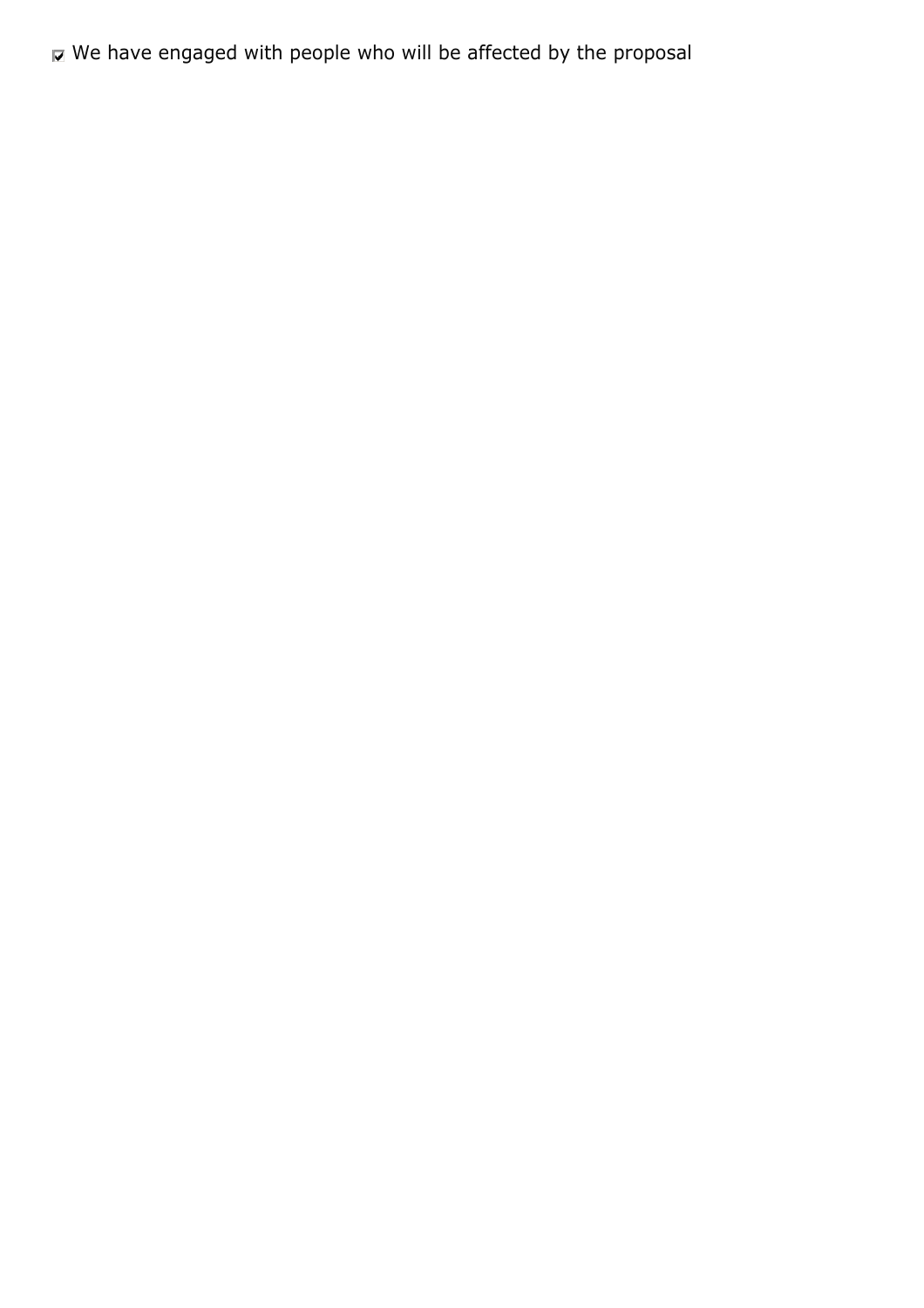- [x] We have engaged with people who will be affected by the proposal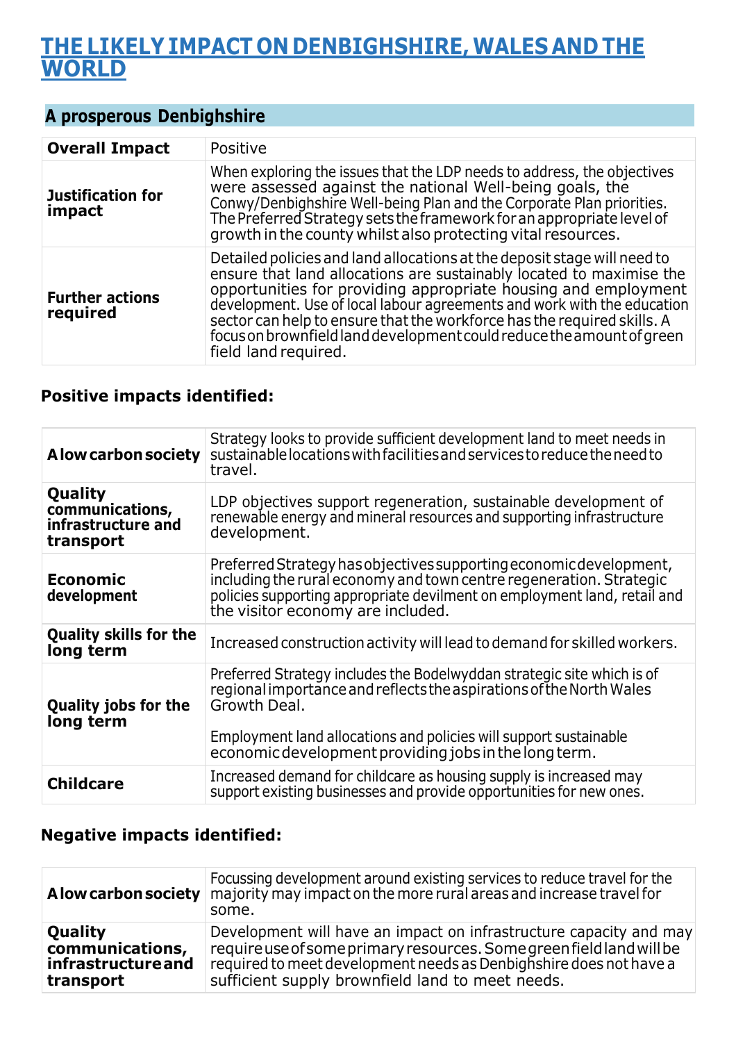# THE LIKELY IMPACT ON DENBIGHSHIRE, WALES AND THE WORLD

## A prosperous Denbighshire

| **Overall Impact** | Positive |
|---|---|
| **Justification for impact** | When exploring the issues that the LDP needs to address, the objectives were assessed against the national Well-being goals, the Conwy/Denbighshire Well-being Plan and the Corporate Plan priorities. The Preferred Strategy sets the framework for an appropriate level of growth in the county whilst also protecting vital resources. |
| **Further actions required** | Detailed policies and land allocations at the deposit stage will need to ensure that land allocations are sustainably located to maximise the opportunities for providing appropriate housing and employment development. Use of local labour agreements and work with the education sector can help to ensure that the workforce has the required skills. A focus on brownfield land development could reduce the amount of green field land required. |

### Positive impacts identified:

| | |
|---|---|
| **A low carbon society** | Strategy looks to provide sufficient development land to meet needs in sustainable locations with facilities and services to reduce the need to travel. |
| **Quality communications, infrastructure and transport** | LDP objectives support regeneration, sustainable development of renewable energy and mineral resources and supporting infrastructure development. |
| **Economic development** | Preferred Strategy has objectives supporting economic development, including the rural economy and town centre regeneration. Strategic policies supporting appropriate devilment on employment land, retail and the visitor economy are included. |
| **Quality skills for the long term** | Increased construction activity will lead to demand for skilled workers. |
| **Quality jobs for the long term** | Preferred Strategy includes the Bodelwyddan strategic site which is of regional importance and reflects the aspirations of the North Wales Growth Deal.<br><br>Employment land allocations and policies will support sustainable economic development providing jobs in the long term. |
| **Childcare** | Increased demand for childcare as housing supply is increased may support existing businesses and provide opportunities for new ones. |

### Negative impacts identified:

| | |
|---|---|
| **A low carbon society** | Focussing development around existing services to reduce travel for the majority may impact on the more rural areas and increase travel for some. |
| **Quality communications, infrastructure and transport** | Development will have an impact on infrastructure capacity and may require use of some primary resources. Some green field land will be required to meet development needs as Denbighshire does not have a sufficient supply brownfield land to meet needs. |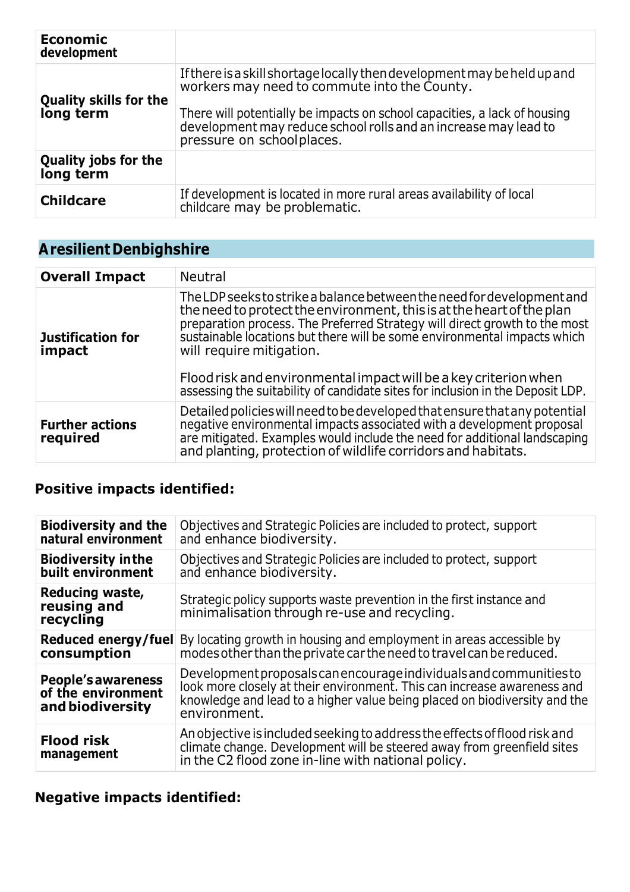| **Economic development** | |
|---|---|
| **Quality skills for the long term** | If there is a skill shortage locally then development may be held up and workers may need to commute into the County.<br><br>There will potentially be impacts on school capacities, a lack of housing development may reduce school rolls and an increase may lead to pressure on school places. |
| **Quality jobs for the long term** | |
| **Childcare** | If development is located in more rural areas availability of local childcare may be problematic. |

## A resilient Denbighshire

| **Overall Impact** | Neutral |
|---|---|
| **Justification for impact** | The LDP seeks to strike a balance between the need for development and the need to protect the environment, this is at the heart of the plan preparation process. The Preferred Strategy will direct growth to the most sustainable locations but there will be some environmental impacts which will require mitigation.<br><br>Flood risk and environmental impact will be a key criterion when assessing the suitability of candidate sites for inclusion in the Deposit LDP. |
| **Further actions required** | Detailed policies will need to be developed that ensure that any potential negative environmental impacts associated with a development proposal are mitigated. Examples would include the need for additional landscaping and planting, protection of wildlife corridors and habitats. |

### Positive impacts identified:

| **Biodiversity and the natural environment** | Objectives and Strategic Policies are included to protect, support and enhance biodiversity. |
|---|---|
| **Biodiversity in the built environment** | Objectives and Strategic Policies are included to protect, support and enhance biodiversity. |
| **Reducing waste, reusing and recycling** | Strategic policy supports waste prevention in the first instance and minimalisation through re-use and recycling. |
| **Reduced energy/fuel consumption** | By locating growth in housing and employment in areas accessible by modes other than the private car the need to travel can be reduced. |
| **People's awareness of the environment and biodiversity** | Development proposals can encourage individuals and communities to look more closely at their environment. This can increase awareness and knowledge and lead to a higher value being placed on biodiversity and the environment. |
| **Flood risk management** | An objective is included seeking to address the effects of flood risk and climate change. Development will be steered away from greenfield sites in the C2 flood zone in-line with national policy. |

### Negative impacts identified: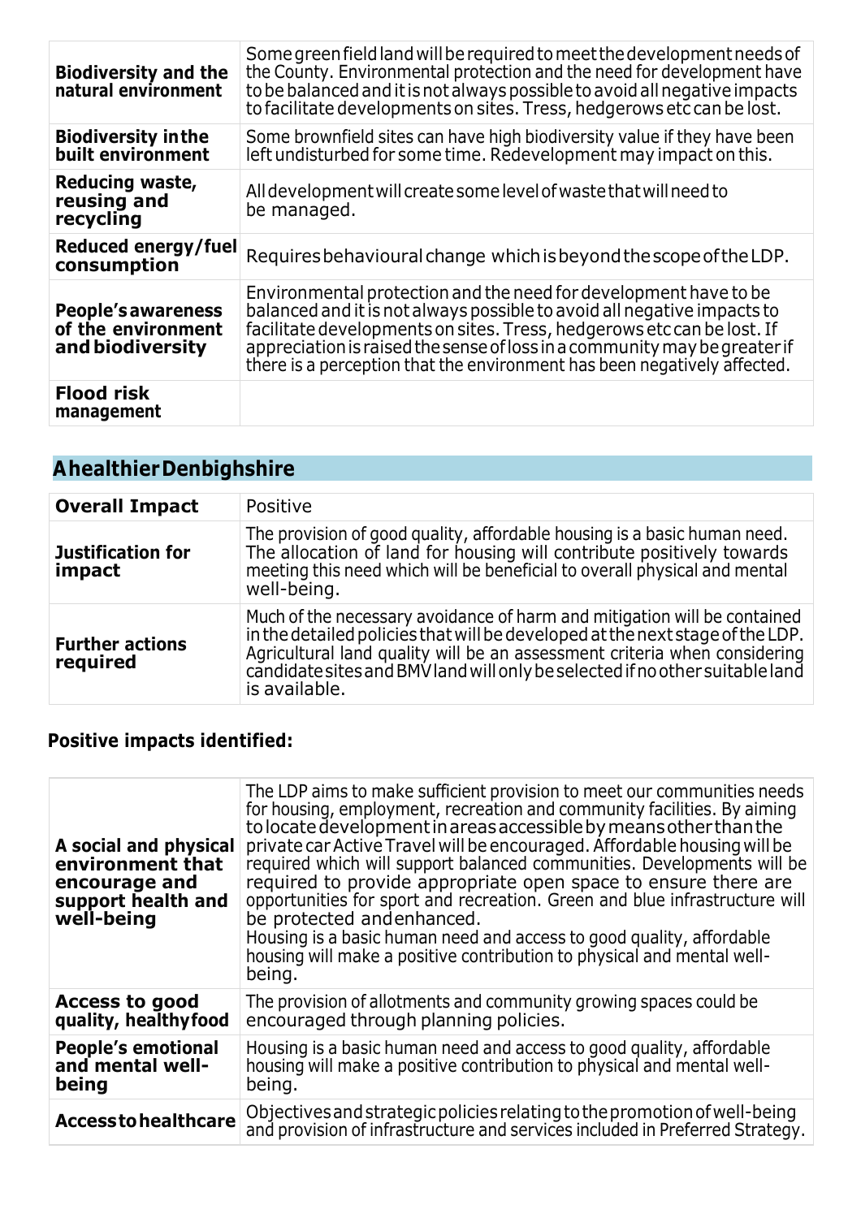| | |
|---|---|
| **Biodiversity and the natural environment** | Some green field land will be required to meet the development needs of the County. Environmental protection and the need for development have to be balanced and it is not always possible to avoid all negative impacts to facilitate developments on sites. Tress, hedgerows etc can be lost. |
| **Biodiversity in the built environment** | Some brownfield sites can have high biodiversity value if they have been left undisturbed for some time. Redevelopment may impact on this. |
| **Reducing waste, reusing and recycling** | All development will create some level of waste that will need to be managed. |
| **Reduced energy/fuel consumption** | Requires behavioural change which is beyond the scope of the LDP. |
| **People's awareness of the environment and biodiversity** | Environmental protection and the need for development have to be balanced and it is not always possible to avoid all negative impacts to facilitate developments on sites. Tress, hedgerows etc can be lost. If appreciation is raised the sense of loss in a community may be greater if there is a perception that the environment has been negatively affected. |
| **Flood risk management** | |

## A healthier Denbighshire

| | |
|---|---|
| **Overall Impact** | Positive |
| **Justification for impact** | The provision of good quality, affordable housing is a basic human need. The allocation of land for housing will contribute positively towards meeting this need which will be beneficial to overall physical and mental well-being. |
| **Further actions required** | Much of the necessary avoidance of harm and mitigation will be contained in the detailed policies that will be developed at the next stage of the LDP. Agricultural land quality will be an assessment criteria when considering candidate sites and BMV land will only be selected if no other suitable land is available. |

**Positive impacts identified:**

| | |
|---|---|
| **A social and physical environment that encourage and support health and well-being** | The LDP aims to make sufficient provision to meet our communities needs for housing, employment, recreation and community facilities. By aiming to locate development in areas accessible by means other than the private car Active Travel will be encouraged. Affordable housing will be required which will support balanced communities. Developments will be required to provide appropriate open space to ensure there are opportunities for sport and recreation. Green and blue infrastructure will be protected and enhanced.<br>Housing is a basic human need and access to good quality, affordable housing will make a positive contribution to physical and mental well-being. |
| **Access to good quality, healthy food** | The provision of allotments and community growing spaces could be encouraged through planning policies. |
| **People's emotional and mental well-being** | Housing is a basic human need and access to good quality, affordable housing will make a positive contribution to physical and mental well-being. |
| **Access to healthcare** | Objectives and strategic policies relating to the promotion of well-being and provision of infrastructure and services included in Preferred Strategy. |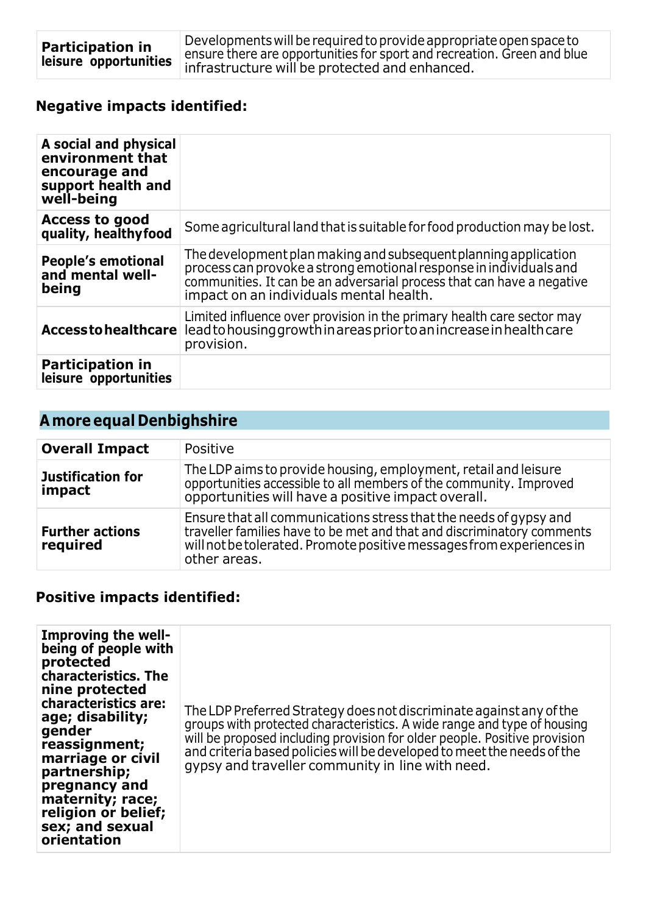| **Participation in leisure opportunities** | Developments will be required to provide appropriate open space to ensure there are opportunities for sport and recreation. Green and blue infrastructure will be protected and enhanced. |
|---|---|

### Negative impacts identified:

| | |
|---|---|
| **A social and physical environment that encourage and support health and well-being** | |
| **Access to good quality, healthy food** | Some agricultural land that is suitable for food production may be lost. |
| **People's emotional and mental well-being** | The development plan making and subsequent planning application process can provoke a strong emotional response in individuals and communities. It can be an adversarial process that can have a negative impact on an individuals mental health. |
| **Access to healthcare** | Limited influence over provision in the primary health care sector may lead to housing growth in areas prior to an increase in health care provision. |
| **Participation in leisure opportunities** | |

## A more equal Denbighshire

| **Overall Impact** | Positive |
|---|---|
| **Justification for impact** | The LDP aims to provide housing, employment, retail and leisure opportunities accessible to all members of the community. Improved opportunities will have a positive impact overall. |
| **Further actions required** | Ensure that all communications stress that the needs of gypsy and traveller families have to be met and that discriminatory comments will not be tolerated. Promote positive messages from experiences in other areas. |

### Positive impacts identified:

| | |
|---|---|
| **Improving the well-being of people with protected characteristics. The nine protected characteristics are: age; disability; gender reassignment; marriage or civil partnership; pregnancy and maternity; race; religion or belief; sex; and sexual orientation** | The LDP Preferred Strategy does not discriminate against any of the groups with protected characteristics. A wide range and type of housing will be proposed including provision for older people. Positive provision and criteria based policies will be developed to meet the needs of the gypsy and traveller community in line with need. |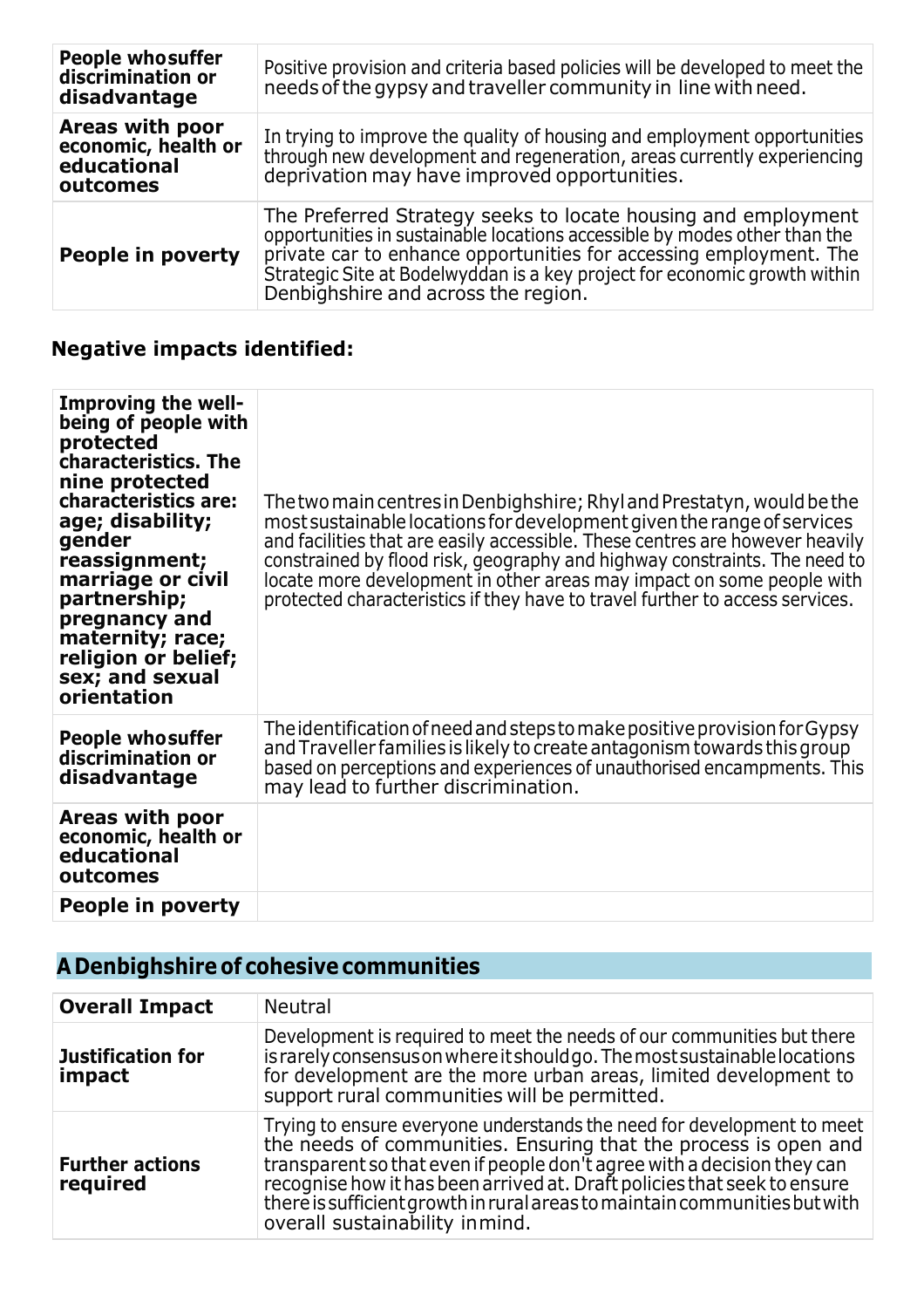| | |
|---|---|
| **People who suffer discrimination or disadvantage** | Positive provision and criteria based policies will be developed to meet the needs of the gypsy and traveller community in line with need. |
| **Areas with poor economic, health or educational outcomes** | In trying to improve the quality of housing and employment opportunities through new development and regeneration, areas currently experiencing deprivation may have improved opportunities. |
| **People in poverty** | The Preferred Strategy seeks to locate housing and employment opportunities in sustainable locations accessible by modes other than the private car to enhance opportunities for accessing employment. The Strategic Site at Bodelwyddan is a key project for economic growth within Denbighshire and across the region. |

**Negative impacts identified:**

| | |
|---|---|
| **Improving the well-being of people with protected characteristics. The nine protected characteristics are: age; disability; gender reassignment; marriage or civil partnership; pregnancy and maternity; race; religion or belief; sex; and sexual orientation** | The two main centres in Denbighshire; Rhyl and Prestatyn, would be the most sustainable locations for development given the range of services and facilities that are easily accessible. These centres are however heavily constrained by flood risk, geography and highway constraints. The need to locate more development in other areas may impact on some people with protected characteristics if they have to travel further to access services. |
| **People who suffer discrimination or disadvantage** | The identification of need and steps to make positive provision for Gypsy and Traveller families is likely to create antagonism towards this group based on perceptions and experiences of unauthorised encampments. This may lead to further discrimination. |
| **Areas with poor economic, health or educational outcomes** | |
| **People in poverty** | |

## A Denbighshire of cohesive communities

| | |
|---|---|
| **Overall Impact** | Neutral |
| **Justification for impact** | Development is required to meet the needs of our communities but there is rarely consensus on where it should go. The most sustainable locations for development are the more urban areas, limited development to support rural communities will be permitted. |
| **Further actions required** | Trying to ensure everyone understands the need for development to meet the needs of communities. Ensuring that the process is open and transparent so that even if people don't agree with a decision they can recognise how it has been arrived at. Draft policies that seek to ensure there is sufficient growth in rural areas to maintain communities but with overall sustainability in mind. |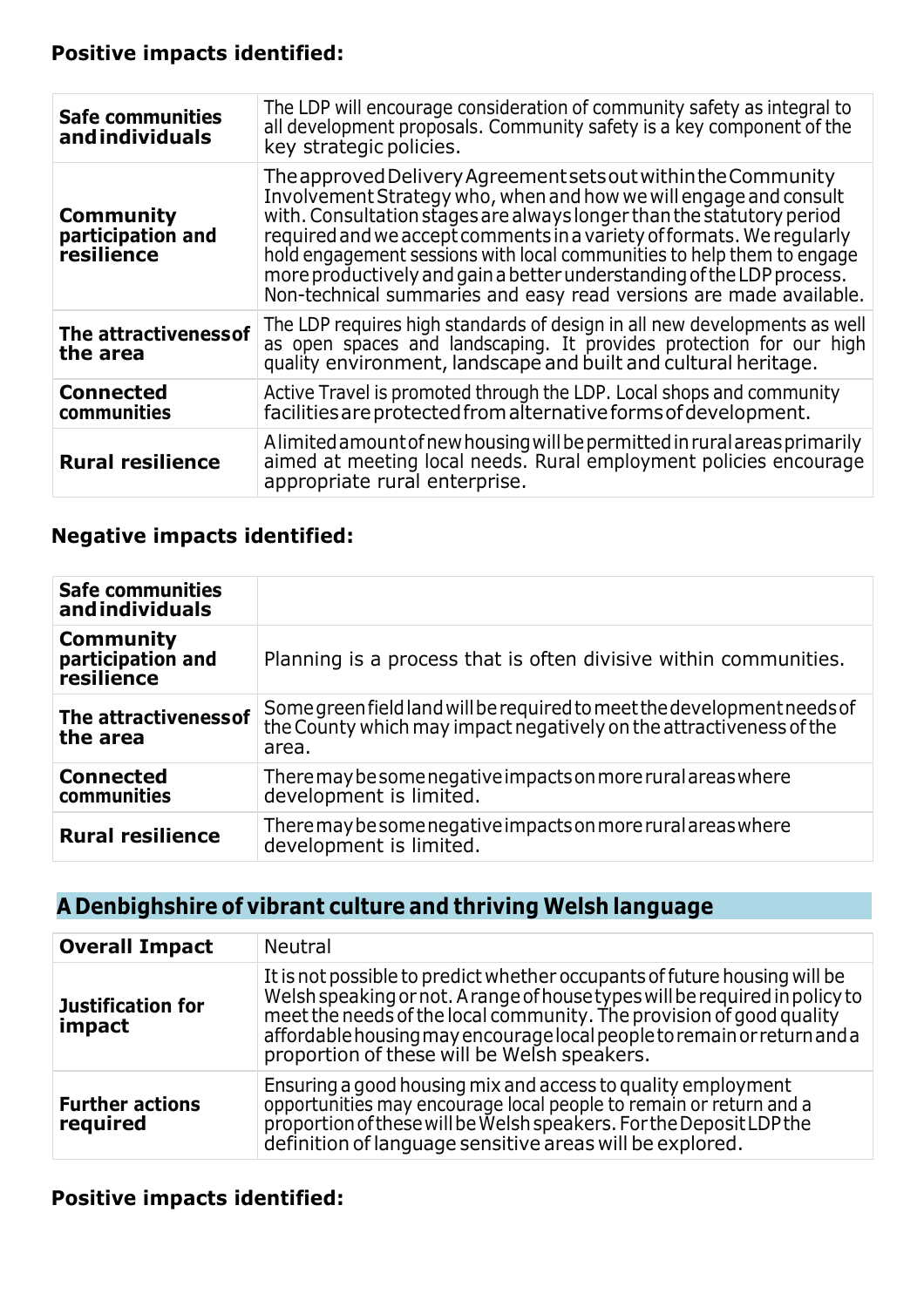### Positive impacts identified:

| | |
|---|---|
| **Safe communities and individuals** | The LDP will encourage consideration of community safety as integral to all development proposals. Community safety is a key component of the key strategic policies. |
| **Community participation and resilience** | The approved Delivery Agreement sets out within the Community Involvement Strategy who, when and how we will engage and consult with. Consultation stages are always longer than the statutory period required and we accept comments in a variety of formats. We regularly hold engagement sessions with local communities to help them to engage more productively and gain a better understanding of the LDP process. Non-technical summaries and easy read versions are made available. |
| **The attractiveness of the area** | The LDP requires high standards of design in all new developments as well as open spaces and landscaping. It provides protection for our high quality environment, landscape and built and cultural heritage. |
| **Connected communities** | Active Travel is promoted through the LDP. Local shops and community facilities are protected from alternative forms of development. |
| **Rural resilience** | A limited amount of new housing will be permitted in rural areas primarily aimed at meeting local needs. Rural employment policies encourage appropriate rural enterprise. |

### Negative impacts identified:

| | |
|---|---|
| **Safe communities and individuals** | |
| **Community participation and resilience** | Planning is a process that is often divisive within communities. |
| **The attractiveness of the area** | Some greenfield land will be required to meet the development needs of the County which may impact negatively on the attractiveness of the area. |
| **Connected communities** | There may be some negative impacts on more rural areas where development is limited. |
| **Rural resilience** | There may be some negative impacts on more rural areas where development is limited. |

## A Denbighshire of vibrant culture and thriving Welsh language

| | |
|---|---|
| **Overall Impact** | Neutral |
| **Justification for impact** | It is not possible to predict whether occupants of future housing will be Welsh speaking or not. A range of house types will be required in policy to meet the needs of the local community. The provision of good quality affordable housing may encourage local people to remain or return and a proportion of these will be Welsh speakers. |
| **Further actions required** | Ensuring a good housing mix and access to quality employment opportunities may encourage local people to remain or return and a proportion of these will be Welsh speakers. For the Deposit LDP the definition of language sensitive areas will be explored. |

### Positive impacts identified: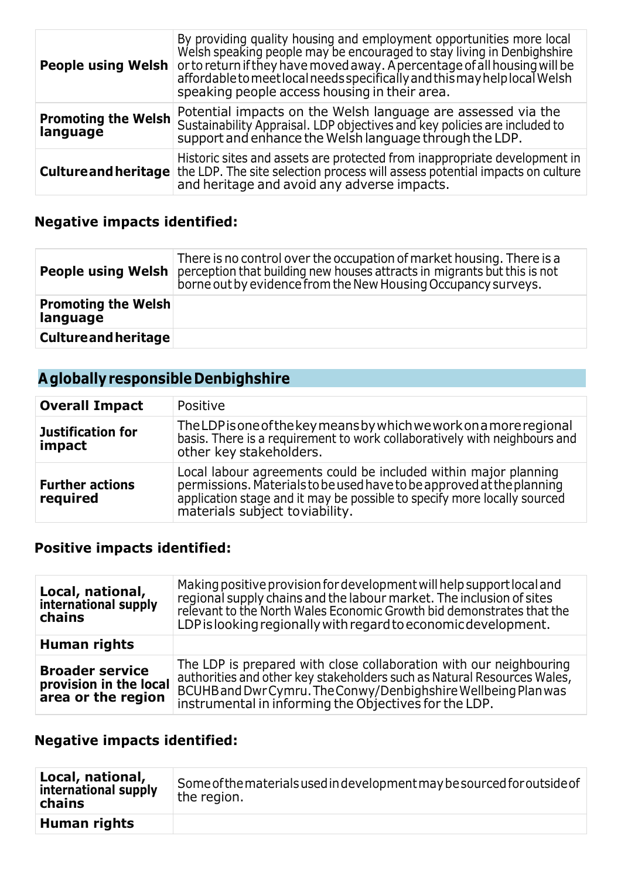| | |
|---|---|
| **People using Welsh** | By providing quality housing and employment opportunities more local Welsh speaking people may be encouraged to stay living in Denbighshire or to return if they have moved away. A percentage of all housing will be affordable to meet local needs specifically and this may help local Welsh speaking people access housing in their area. |
| **Promoting the Welsh language** | Potential impacts on the Welsh language are assessed via the Sustainability Appraisal. LDP objectives and key policies are included to support and enhance the Welsh language through the LDP. |
| **Culture and heritage** | Historic sites and assets are protected from inappropriate development in the LDP. The site selection process will assess potential impacts on culture and heritage and avoid any adverse impacts. |

### Negative impacts identified:

| | |
|---|---|
| **People using Welsh** | There is no control over the occupation of market housing. There is a perception that building new houses attracts in migrants but this is not borne out by evidence from the New Housing Occupancy surveys. |
| **Promoting the Welsh language** | |
| **Culture and heritage** | |

## A globally responsible Denbighshire

| | |
|---|---|
| **Overall Impact** | Positive |
| **Justification for impact** | The LDP is one of the key means by which we work on a more regional basis. There is a requirement to work collaboratively with neighbours and other key stakeholders. |
| **Further actions required** | Local labour agreements could be included within major planning permissions. Materials to be used have to be approved at the planning application stage and it may be possible to specify more locally sourced materials subject to viability. |

### Positive impacts identified:

| | |
|---|---|
| **Local, national, international supply chains** | Making positive provision for development will help support local and regional supply chains and the labour market. The inclusion of sites relevant to the North Wales Economic Growth bid demonstrates that the LDP is looking regionally with regard to economic development. |
| **Human rights** | |
| **Broader service provision in the local area or the region** | The LDP is prepared with close collaboration with our neighbouring authorities and other key stakeholders such as Natural Resources Wales, BCUHB and Dwr Cymru. The Conwy/Denbighshire Wellbeing Plan was instrumental in informing the Objectives for the LDP. |

### Negative impacts identified:

| | |
|---|---|
| **Local, national, international supply chains** | Some of the materials used in development may be sourced for outside of the region. |
| **Human rights** | |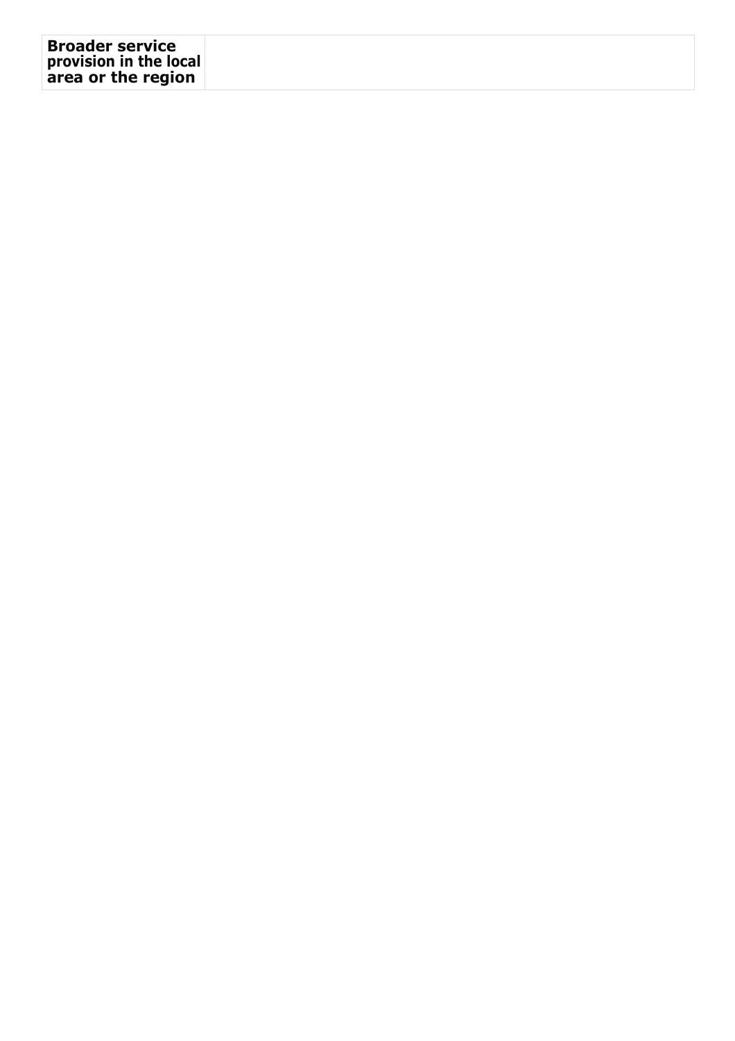| | |
|---|---|
| **Broader service provision in the local area or the region** | |